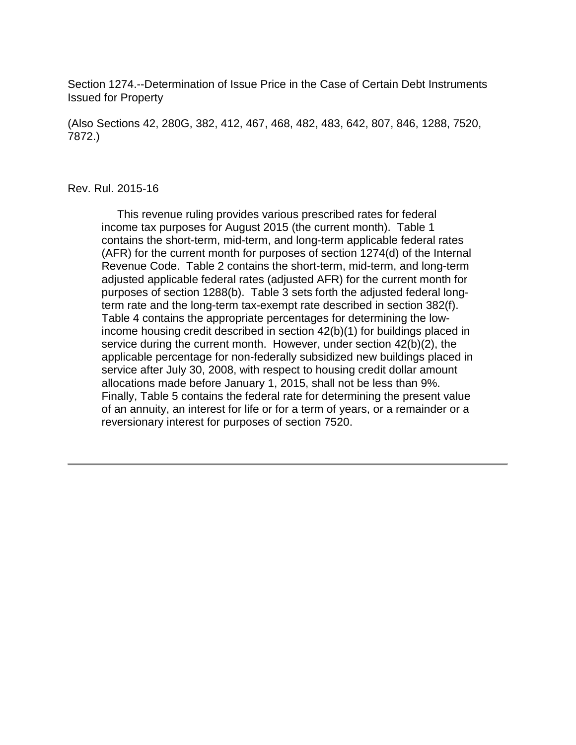Section 1274.--Determination of Issue Price in the Case of Certain Debt Instruments Issued for Property

(Also Sections 42, 280G, 382, 412, 467, 468, 482, 483, 642, 807, 846, 1288, 7520, 7872.)

Rev. Rul. 2015-16

This revenue ruling provides various prescribed rates for federal income tax purposes for August 2015 (the current month). Table 1 contains the short-term, mid-term, and long-term applicable federal rates (AFR) for the current month for purposes of section 1274(d) of the Internal Revenue Code. Table 2 contains the short-term, mid-term, and long-term adjusted applicable federal rates (adjusted AFR) for the current month for purposes of section 1288(b). Table 3 sets forth the adjusted federal long-term rate and the long-term tax-exempt rate described in section 382(f). Table 4 contains the appropriate percentages for determining the low-income housing credit described in section 42(b)(1) for buildings placed in service during the current month. However, under section 42(b)(2), the applicable percentage for non-federally subsidized new buildings placed in service after July 30, 2008, with respect to housing credit dollar amount allocations made before January 1, 2015, shall not be less than 9%. Finally, Table 5 contains the federal rate for determining the present value of an annuity, an interest for life or for a term of years, or a remainder or a reversionary interest for purposes of section 7520.

---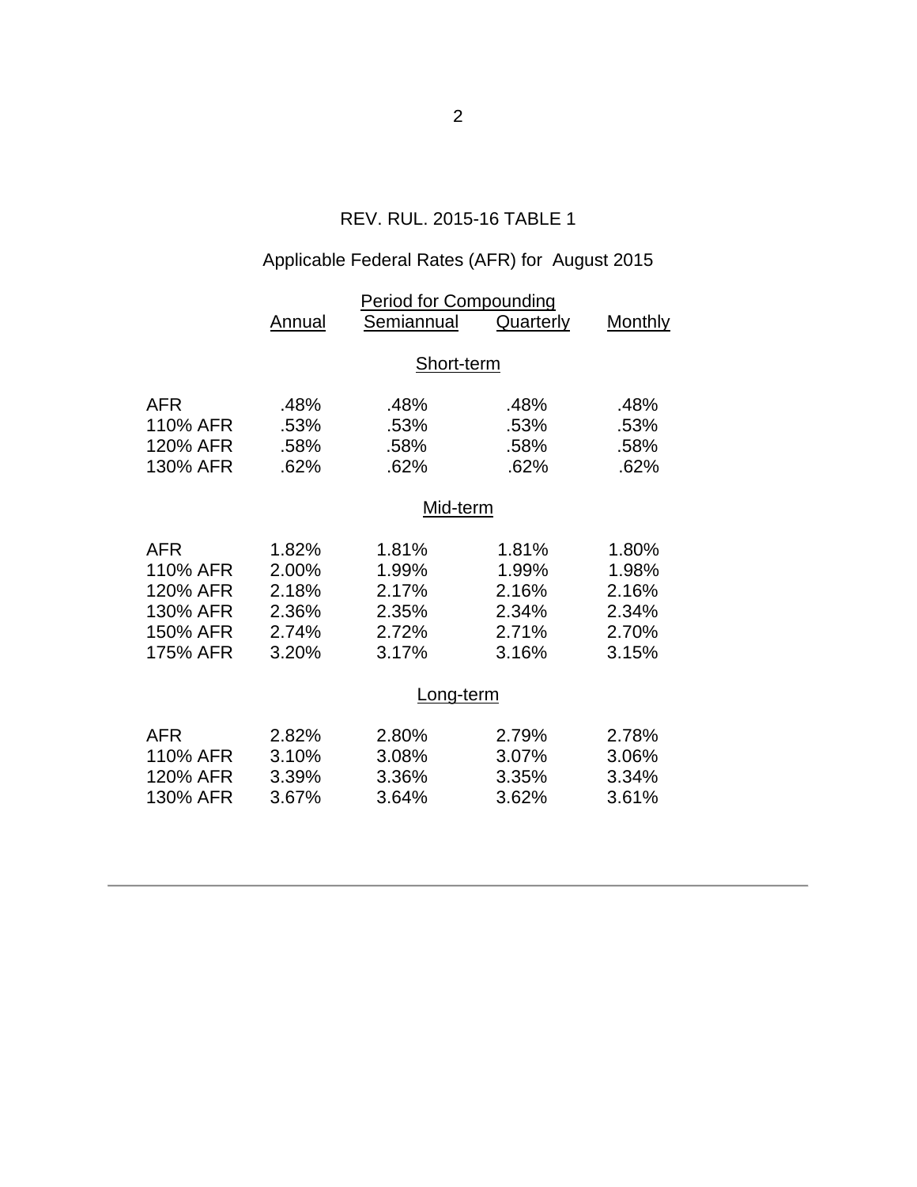## REV. RUL. 2015-16 TABLE 1

### Applicable Federal Rates (AFR) for August 2015

| | Period for Compounding | | | |
|---|---|---|---|---|
| | Annual | Semiannual | Quarterly | Monthly |
| | | **Short-term** | | |
| AFR | .48% | .48% | .48% | .48% |
| 110% AFR | .53% | .53% | .53% | .53% |
| 120% AFR | .58% | .58% | .58% | .58% |
| 130% AFR | .62% | .62% | .62% | .62% |
| | | **Mid-term** | | |
| AFR | 1.82% | 1.81% | 1.81% | 1.80% |
| 110% AFR | 2.00% | 1.99% | 1.99% | 1.98% |
| 120% AFR | 2.18% | 2.17% | 2.16% | 2.16% |
| 130% AFR | 2.36% | 2.35% | 2.34% | 2.34% |
| 150% AFR | 2.74% | 2.72% | 2.71% | 2.70% |
| 175% AFR | 3.20% | 3.17% | 3.16% | 3.15% |
| | | **Long-term** | | |
| AFR | 2.82% | 2.80% | 2.79% | 2.78% |
| 110% AFR | 3.10% | 3.08% | 3.07% | 3.06% |
| 120% AFR | 3.39% | 3.36% | 3.35% | 3.34% |
| 130% AFR | 3.67% | 3.64% | 3.62% | 3.61% |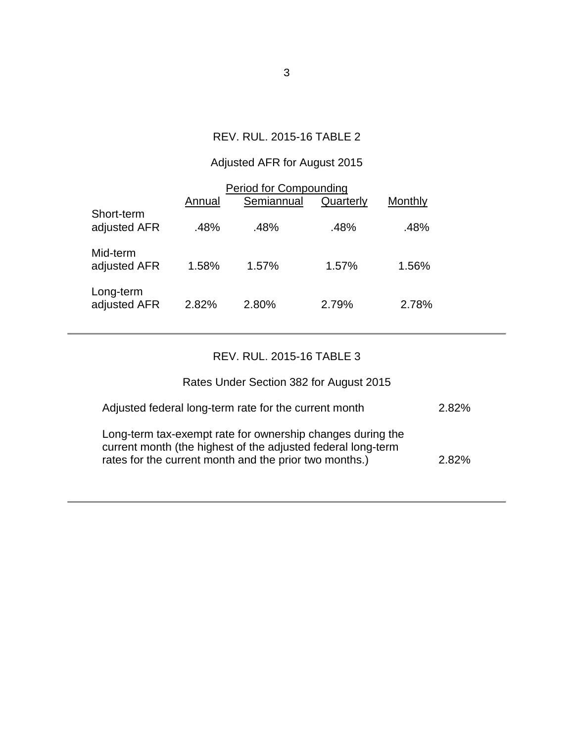REV. RUL. 2015-16 TABLE 2

Adjusted AFR for August 2015

| | Period for Compounding | | | |
|---|---|---|---|---|
| | Annual | Semiannual | Quarterly | Monthly |
| Short-term adjusted AFR | .48% | .48% | .48% | .48% |
| Mid-term adjusted AFR | 1.58% | 1.57% | 1.57% | 1.56% |
| Long-term adjusted AFR | 2.82% | 2.80% | 2.79% | 2.78% |

---

REV. RUL. 2015-16 TABLE 3

Rates Under Section 382 for August 2015

| | |
|---|---|
| Adjusted federal long-term rate for the current month | 2.82% |
| Long-term tax-exempt rate for ownership changes during the current month (the highest of the adjusted federal long-term rates for the current month and the prior two months.) | 2.82% |

---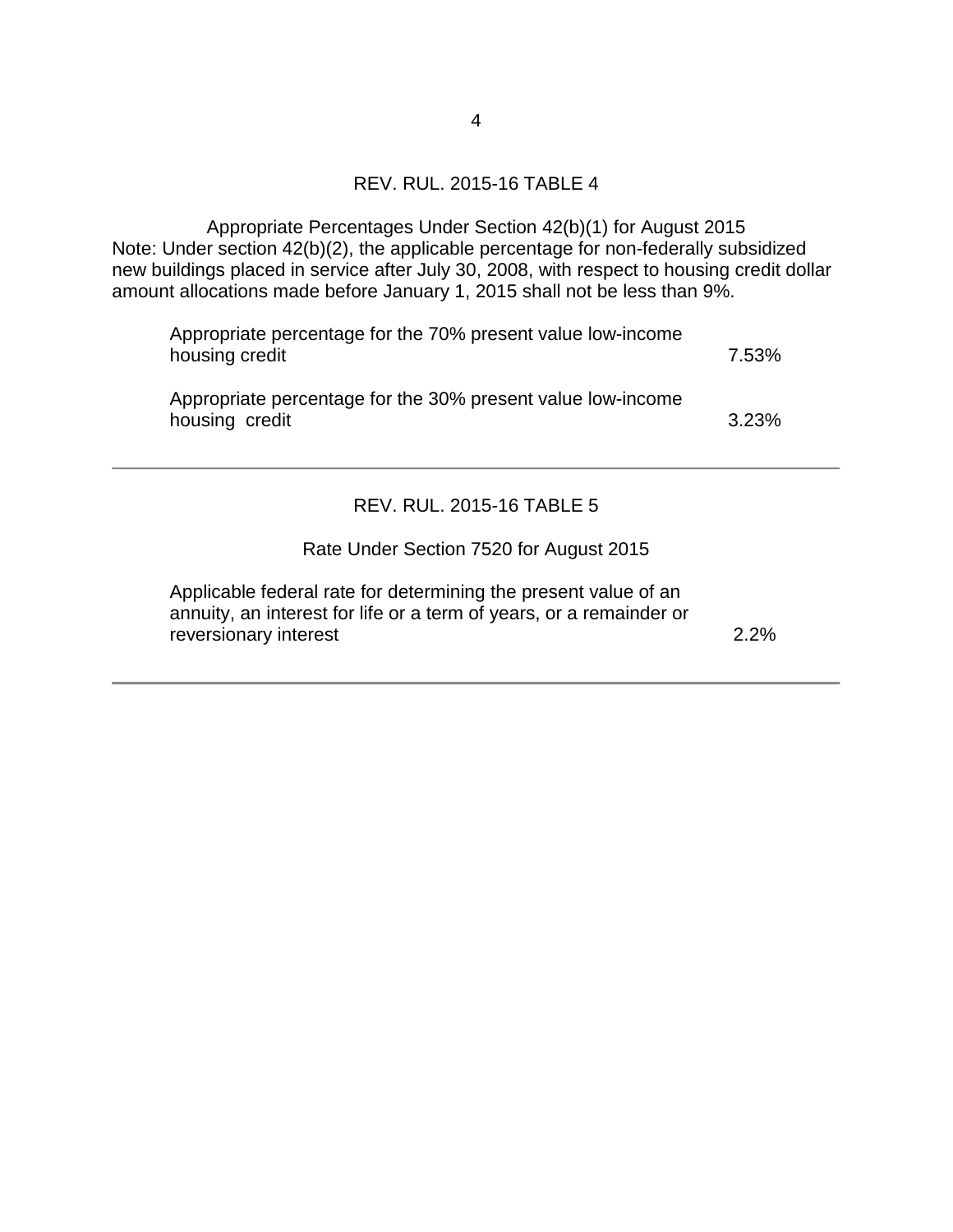## REV. RUL. 2015-16 TABLE 4

Appropriate Percentages Under Section 42(b)(1) for August 2015

Note: Under section 42(b)(2), the applicable percentage for non-federally subsidized new buildings placed in service after July 30, 2008, with respect to housing credit dollar amount allocations made before January 1, 2015 shall not be less than 9%.

| | |
|---|---|
| Appropriate percentage for the 70% present value low-income housing credit | 7.53% |
| Appropriate percentage for the 30% present value low-income housing credit | 3.23% |

---

## REV. RUL. 2015-16 TABLE 5

Rate Under Section 7520 for August 2015

| | |
|---|---|
| Applicable federal rate for determining the present value of an annuity, an interest for life or a term of years, or a remainder or reversionary interest | 2.2% |

---